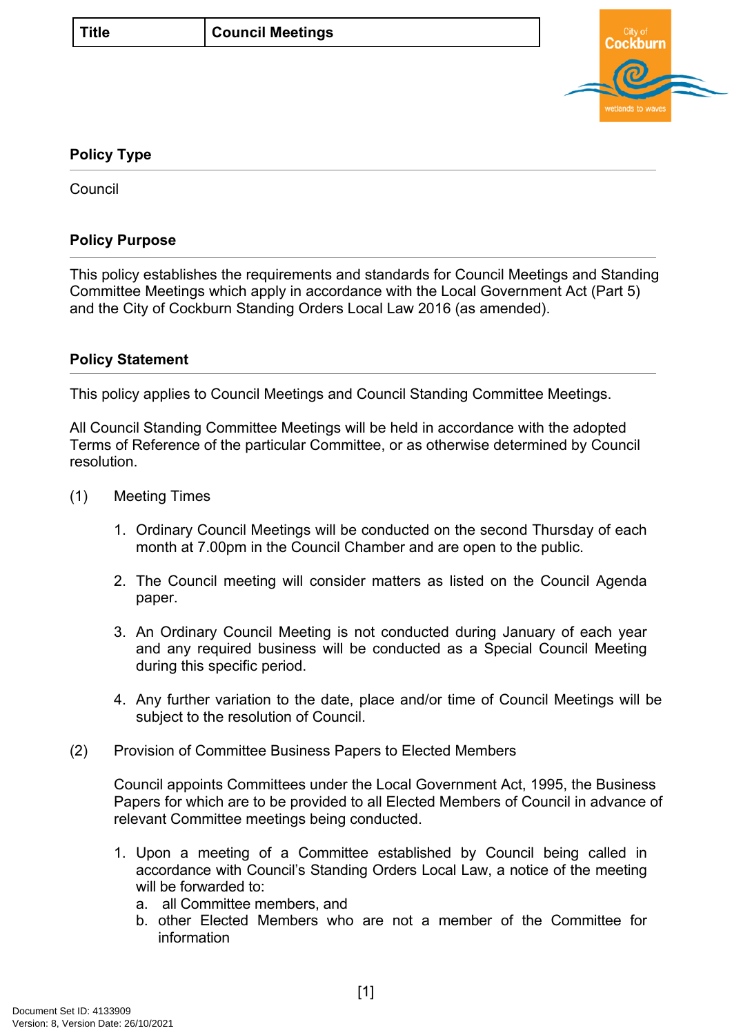| Title | Council Meetings |
| --- | --- |

## Policy Type

Council

## Policy Purpose

This policy establishes the requirements and standards for Council Meetings and Standing Committee Meetings which apply in accordance with the Local Government Act (Part 5) and the City of Cockburn Standing Orders Local Law 2016 (as amended).

## Policy Statement

This policy applies to Council Meetings and Council Standing Committee Meetings.

All Council Standing Committee Meetings will be held in accordance with the adopted Terms of Reference of the particular Committee, or as otherwise determined by Council resolution.

(1) Meeting Times

1. Ordinary Council Meetings will be conducted on the second Thursday of each month at 7.00pm in the Council Chamber and are open to the public.

2. The Council meeting will consider matters as listed on the Council Agenda paper.

3. An Ordinary Council Meeting is not conducted during January of each year and any required business will be conducted as a Special Council Meeting during this specific period.

4. Any further variation to the date, place and/or time of Council Meetings will be subject to the resolution of Council.

(2) Provision of Committee Business Papers to Elected Members

Council appoints Committees under the Local Government Act, 1995, the Business Papers for which are to be provided to all Elected Members of Council in advance of relevant Committee meetings being conducted.

1. Upon a meeting of a Committee established by Council being called in accordance with Council's Standing Orders Local Law, a notice of the meeting will be forwarded to:
   a. all Committee members, and
   b. other Elected Members who are not a member of the Committee for information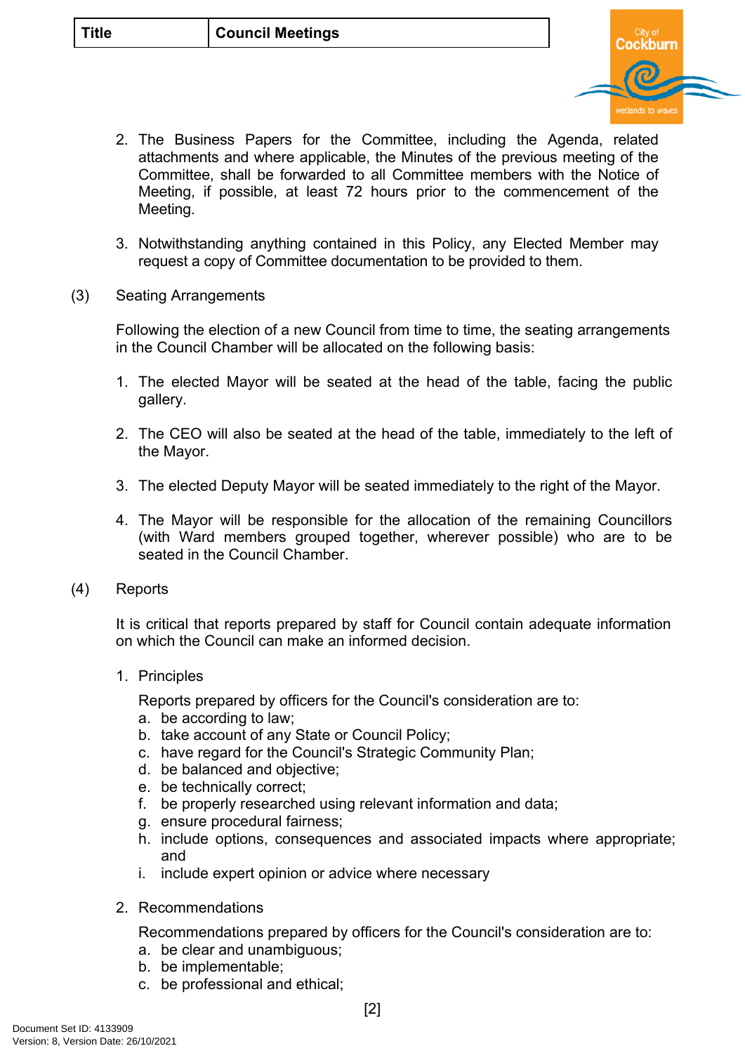2. The Business Papers for the Committee, including the Agenda, related attachments and where applicable, the Minutes of the previous meeting of the Committee, shall be forwarded to all Committee members with the Notice of Meeting, if possible, at least 72 hours prior to the commencement of the Meeting.

3. Notwithstanding anything contained in this Policy, any Elected Member may request a copy of Committee documentation to be provided to them.

(3) Seating Arrangements

Following the election of a new Council from time to time, the seating arrangements in the Council Chamber will be allocated on the following basis:

1. The elected Mayor will be seated at the head of the table, facing the public gallery.

2. The CEO will also be seated at the head of the table, immediately to the left of the Mayor.

3. The elected Deputy Mayor will be seated immediately to the right of the Mayor.

4. The Mayor will be responsible for the allocation of the remaining Councillors (with Ward members grouped together, wherever possible) who are to be seated in the Council Chamber.

(4) Reports

It is critical that reports prepared by staff for Council contain adequate information on which the Council can make an informed decision.

1. Principles

   Reports prepared by officers for the Council's consideration are to:
   a. be according to law;
   b. take account of any State or Council Policy;
   c. have regard for the Council's Strategic Community Plan;
   d. be balanced and objective;
   e. be technically correct;
   f. be properly researched using relevant information and data;
   g. ensure procedural fairness;
   h. include options, consequences and associated impacts where appropriate; and
   i. include expert opinion or advice where necessary

2. Recommendations

   Recommendations prepared by officers for the Council's consideration are to:
   a. be clear and unambiguous;
   b. be implementable;
   c. be professional and ethical;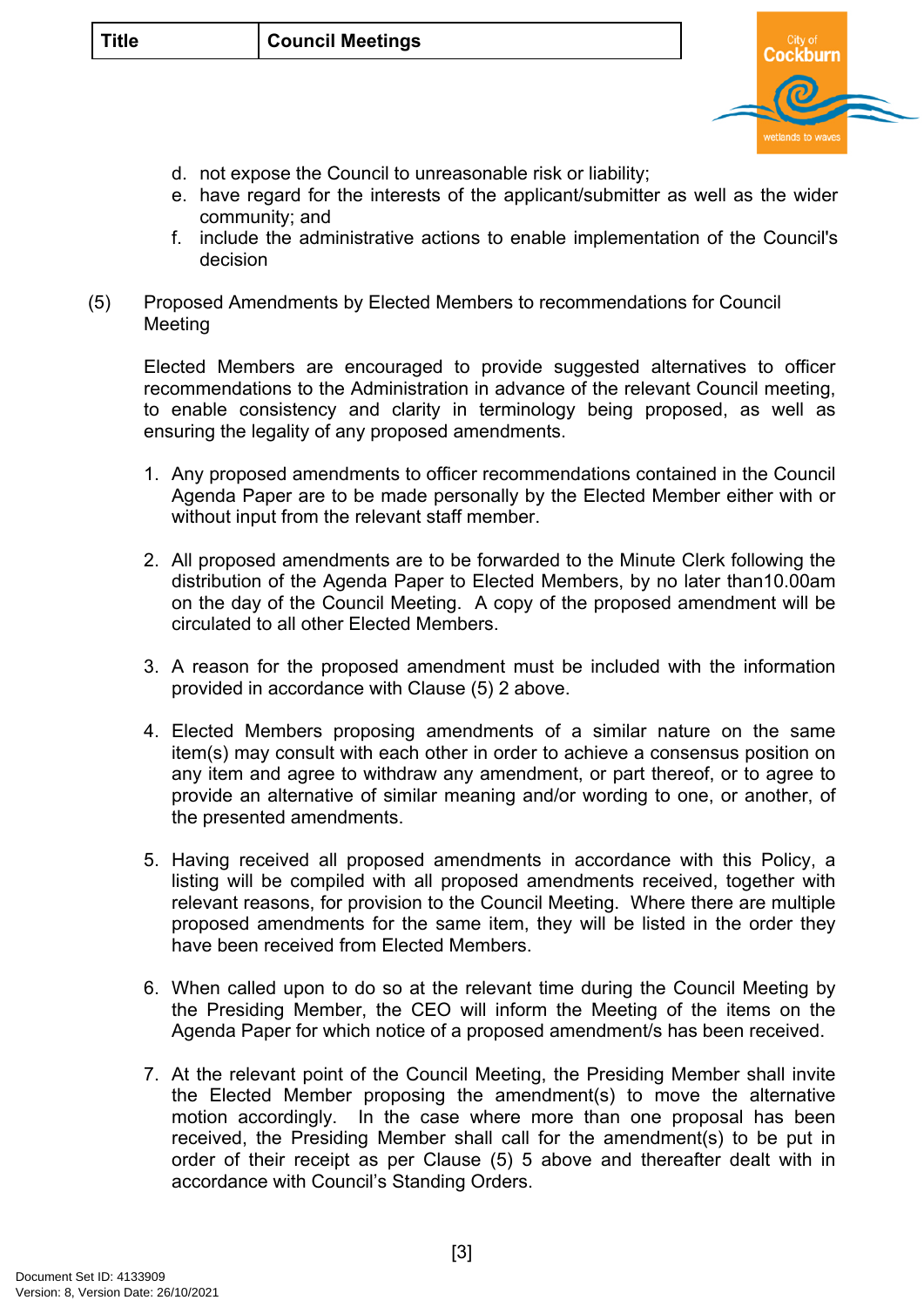d. not expose the Council to unreasonable risk or liability;
e. have regard for the interests of the applicant/submitter as well as the wider community; and
f. include the administrative actions to enable implementation of the Council's decision

(5) Proposed Amendments by Elected Members to recommendations for Council Meeting

Elected Members are encouraged to provide suggested alternatives to officer recommendations to the Administration in advance of the relevant Council meeting, to enable consistency and clarity in terminology being proposed, as well as ensuring the legality of any proposed amendments.

1. Any proposed amendments to officer recommendations contained in the Council Agenda Paper are to be made personally by the Elected Member either with or without input from the relevant staff member.

2. All proposed amendments are to be forwarded to the Minute Clerk following the distribution of the Agenda Paper to Elected Members, by no later than10.00am on the day of the Council Meeting. A copy of the proposed amendment will be circulated to all other Elected Members.

3. A reason for the proposed amendment must be included with the information provided in accordance with Clause (5) 2 above.

4. Elected Members proposing amendments of a similar nature on the same item(s) may consult with each other in order to achieve a consensus position on any item and agree to withdraw any amendment, or part thereof, or to agree to provide an alternative of similar meaning and/or wording to one, or another, of the presented amendments.

5. Having received all proposed amendments in accordance with this Policy, a listing will be compiled with all proposed amendments received, together with relevant reasons, for provision to the Council Meeting. Where there are multiple proposed amendments for the same item, they will be listed in the order they have been received from Elected Members.

6. When called upon to do so at the relevant time during the Council Meeting by the Presiding Member, the CEO will inform the Meeting of the items on the Agenda Paper for which notice of a proposed amendment/s has been received.

7. At the relevant point of the Council Meeting, the Presiding Member shall invite the Elected Member proposing the amendment(s) to move the alternative motion accordingly. In the case where more than one proposal has been received, the Presiding Member shall call for the amendment(s) to be put in order of their receipt as per Clause (5) 5 above and thereafter dealt with in accordance with Council's Standing Orders.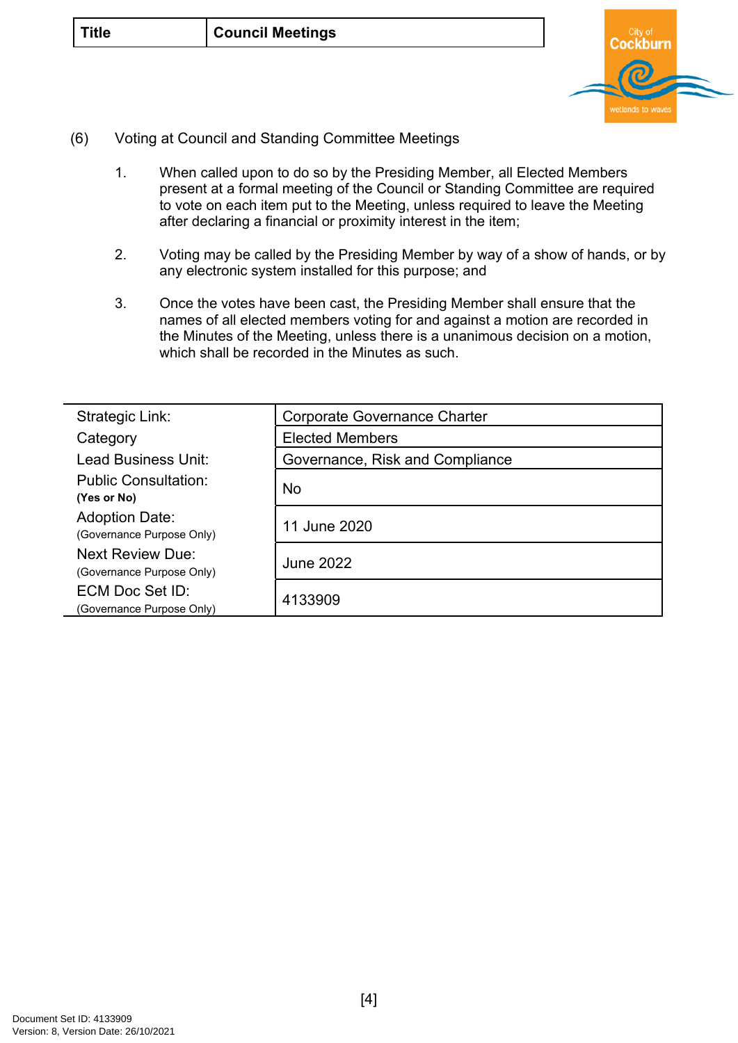| Title | Council Meetings |
|---|---|

(6) Voting at Council and Standing Committee Meetings

1. When called upon to do so by the Presiding Member, all Elected Members present at a formal meeting of the Council or Standing Committee are required to vote on each item put to the Meeting, unless required to leave the Meeting after declaring a financial or proximity interest in the item;

2. Voting may be called by the Presiding Member by way of a show of hands, or by any electronic system installed for this purpose; and

3. Once the votes have been cast, the Presiding Member shall ensure that the names of all elected members voting for and against a motion are recorded in the Minutes of the Meeting, unless there is a unanimous decision on a motion, which shall be recorded in the Minutes as such.

| | |
|---|---|
| Strategic Link: | Corporate Governance Charter |
| Category | Elected Members |
| Lead Business Unit: | Governance, Risk and Compliance |
| Public Consultation: **(Yes or No)** | No |
| Adoption Date: (Governance Purpose Only) | 11 June 2020 |
| Next Review Due: (Governance Purpose Only) | June 2022 |
| ECM Doc Set ID: (Governance Purpose Only) | 4133909 |